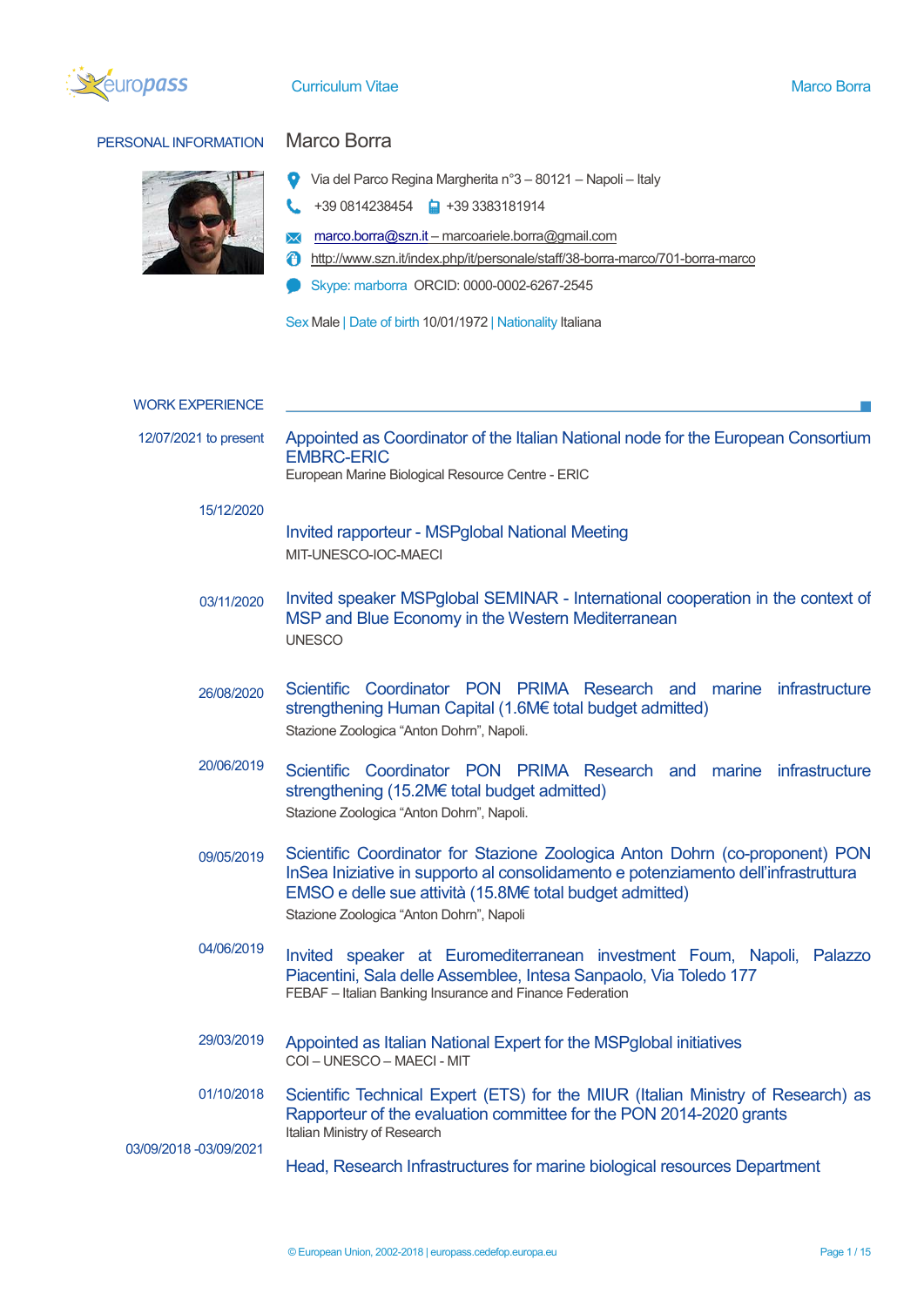# Curriculum Vitae

## PERSONAL INFORMATION

### Marco Borra

Via del Parco Regina Margherita n°3 – 80121 – Napoli – Italy

+39 0814238454   +39 3383181914

marco.borra@szn.it – marcoariele.borra@gmail.com

http://www.szn.it/index.php/it/personale/staff/38-borra-marco/701-borra-marco

Skype: marborra  ORCID: 0000-0002-6267-2545

Sex Male | Date of birth 10/01/1972 | Nationality Italiana

## WORK EXPERIENCE

**12/07/2021 to present**
Appointed as Coordinator of the Italian National node for the European Consortium EMBRC-ERIC
European Marine Biological Resource Centre - ERIC

**15/12/2020**
Invited rapporteur - MSPglobal National Meeting
MIT-UNESCO-IOC-MAECI

**03/11/2020**
Invited speaker MSPglobal SEMINAR - International cooperation in the context of MSP and Blue Economy in the Western Mediterranean
UNESCO

**26/08/2020**
Scientific Coordinator PON PRIMA Research and marine infrastructure strengthening Human Capital (1.6M€ total budget admitted)
Stazione Zoologica “Anton Dohrn”, Napoli.

**20/06/2019**
Scientific Coordinator PON PRIMA Research and marine infrastructure strengthening (15.2M€ total budget admitted)
Stazione Zoologica “Anton Dohrn”, Napoli.

**09/05/2019**
Scientific Coordinator for Stazione Zoologica Anton Dohrn (co-proponent) PON InSea Iniziative in supporto al consolidamento e potenziamento dell’infrastruttura EMSO e delle sue attività (15.8M€ total budget admitted)
Stazione Zoologica “Anton Dohrn”, Napoli

**04/06/2019**
Invited speaker at Euromediterranean investment Foum, Napoli, Palazzo Piacentini, Sala delle Assemblee, Intesa Sanpaolo, Via Toledo 177
FEBAF – Italian Banking Insurance and Finance Federation

**29/03/2019**
Appointed as Italian National Expert for the MSPglobal initiatives
COI – UNESCO – MAECI - MIT

**01/10/2018**
Scientific Technical Expert (ETS) for the MIUR (Italian Ministry of Research) as Rapporteur of the evaluation committee for the PON 2014-2020 grants
Italian Ministry of Research

**03/09/2018 -03/09/2021**
Head, Research Infrastructures for marine biological resources Department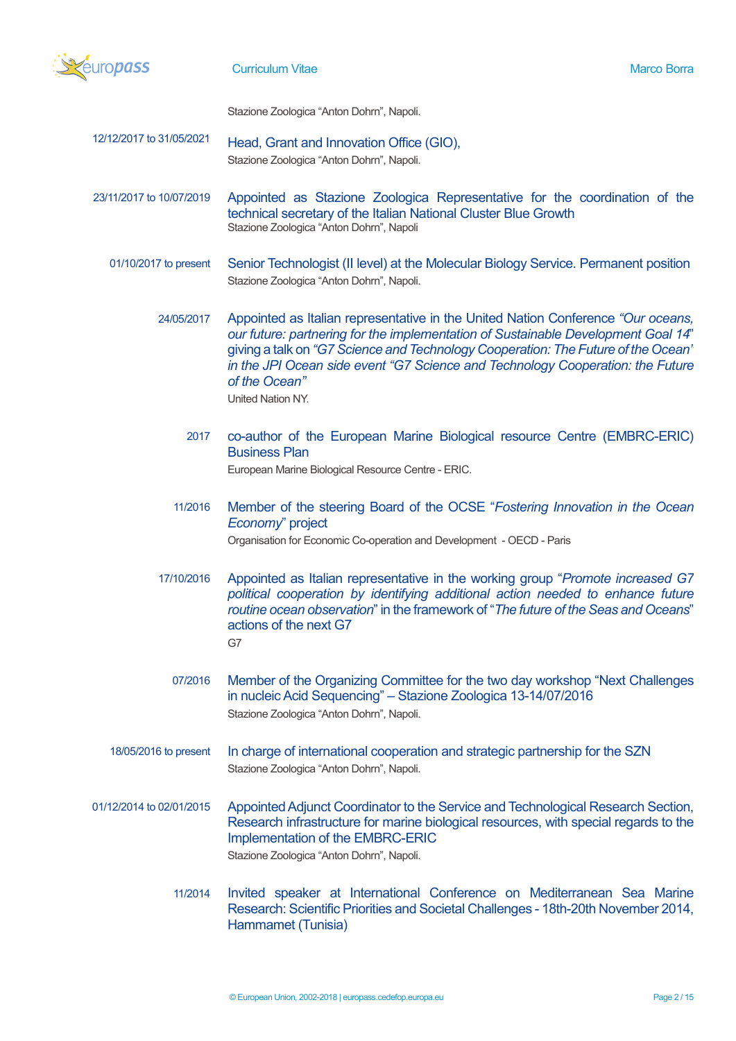Stazione Zoologica “Anton Dohrn”, Napoli.

12/12/2017 to 31/05/2021 — **Head, Grant and Innovation Office (GIO),**
Stazione Zoologica “Anton Dohrn”, Napoli.

23/11/2017 to 10/07/2019 — **Appointed as Stazione Zoologica Representative for the coordination of the technical secretary of the Italian National Cluster Blue Growth**
Stazione Zoologica “Anton Dohrn”, Napoli

01/10/2017 to present — **Senior Technologist (II level) at the Molecular Biology Service. Permanent position**
Stazione Zoologica “Anton Dohrn”, Napoli.

24/05/2017 — **Appointed as Italian representative in the United Nation Conference *“Our oceans, our future: partnering for the implementation of Sustainable Development Goal 14*” giving a talk on *“G7 Science and Technology Cooperation: The Future of the Ocean’ in the JPI Ocean side event “G7 Science and Technology Cooperation: the Future of the Ocean”***
United Nation NY.

2017 — **co-author of the European Marine Biological resource Centre (EMBRC-ERIC) Business Plan**
European Marine Biological Resource Centre - ERIC.

11/2016 — **Member of the steering Board of the OCSE “*Fostering Innovation in the Ocean Economy*” project**
Organisation for Economic Co-operation and Development - OECD - Paris

17/10/2016 — **Appointed as Italian representative in the working group “*Promote increased G7 political cooperation by identifying additional action needed to enhance future routine ocean observation*” in the framework of “*The future of the Seas and Oceans*” actions of the next G7**
G7

07/2016 — **Member of the Organizing Committee for the two day workshop “Next Challenges in nucleic Acid Sequencing” – Stazione Zoologica 13-14/07/2016**
Stazione Zoologica “Anton Dohrn”, Napoli.

18/05/2016 to present — **In charge of international cooperation and strategic partnership for the SZN**
Stazione Zoologica “Anton Dohrn”, Napoli.

01/12/2014 to 02/01/2015 — **Appointed Adjunct Coordinator to the Service and Technological Research Section, Research infrastructure for marine biological resources, with special regards to the Implementation of the EMBRC-ERIC**
Stazione Zoologica “Anton Dohrn”, Napoli.

11/2014 — **Invited speaker at International Conference on Mediterranean Sea Marine Research: Scientific Priorities and Societal Challenges - 18th-20th November 2014, Hammamet (Tunisia)**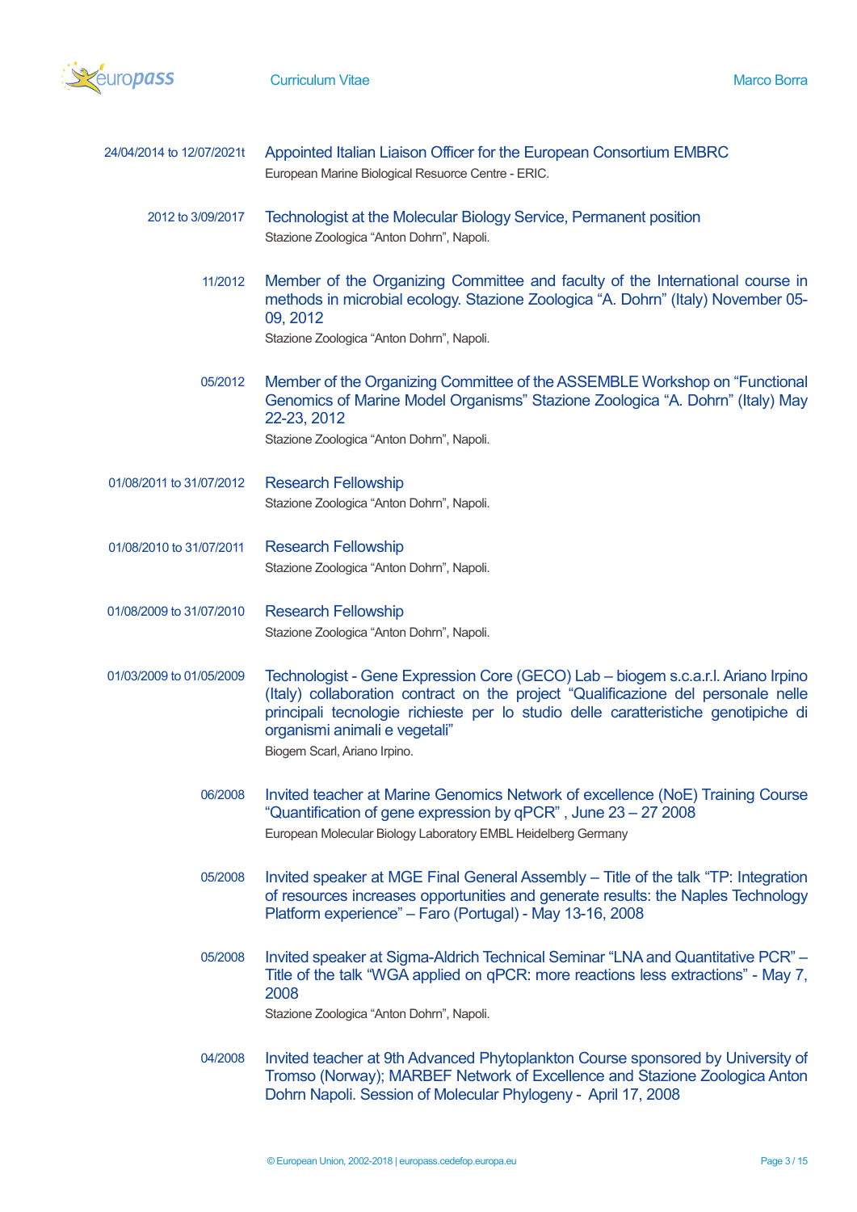**24/04/2014 to 12/07/2021t** — Appointed Italian Liaison Officer for the European Consortium EMBRC

European Marine Biological Resuorce Centre - ERIC.

**2012 to 3/09/2017** — Technologist at the Molecular Biology Service, Permanent position

Stazione Zoologica "Anton Dohrn", Napoli.

**11/2012** — Member of the Organizing Committee and faculty of the International course in methods in microbial ecology. Stazione Zoologica "A. Dohrn" (Italy) November 05-09, 2012

Stazione Zoologica "Anton Dohrn", Napoli.

**05/2012** — Member of the Organizing Committee of the ASSEMBLE Workshop on "Functional Genomics of Marine Model Organisms" Stazione Zoologica "A. Dohrn" (Italy) May 22-23, 2012

Stazione Zoologica "Anton Dohrn", Napoli.

**01/08/2011 to 31/07/2012** — Research Fellowship

Stazione Zoologica "Anton Dohrn", Napoli.

**01/08/2010 to 31/07/2011** — Research Fellowship

Stazione Zoologica "Anton Dohrn", Napoli.

**01/08/2009 to 31/07/2010** — Research Fellowship

Stazione Zoologica "Anton Dohrn", Napoli.

**01/03/2009 to 01/05/2009** — Technologist - Gene Expression Core (GECO) Lab – biogem s.c.a.r.l. Ariano Irpino (Italy) collaboration contract on the project "Qualificazione del personale nelle principali tecnologie richieste per lo studio delle caratteristiche genotipiche di organismi animali e vegetali"

Biogem Scarl, Ariano Irpino.

**06/2008** — Invited teacher at Marine Genomics Network of excellence (NoE) Training Course "Quantification of gene expression by qPCR" , June 23 – 27 2008

European Molecular Biology Laboratory EMBL Heidelberg Germany

**05/2008** — Invited speaker at MGE Final General Assembly – Title of the talk "TP: Integration of resources increases opportunities and generate results: the Naples Technology Platform experience" – Faro (Portugal) - May 13-16, 2008

**05/2008** — Invited speaker at Sigma-Aldrich Technical Seminar "LNA and Quantitative PCR" – Title of the talk "WGA applied on qPCR: more reactions less extractions" - May 7, 2008

Stazione Zoologica "Anton Dohrn", Napoli.

**04/2008** — Invited teacher at 9th Advanced Phytoplankton Course sponsored by University of Tromso (Norway); MARBEF Network of Excellence and Stazione Zoologica Anton Dohrn Napoli. Session of Molecular Phylogeny - April 17, 2008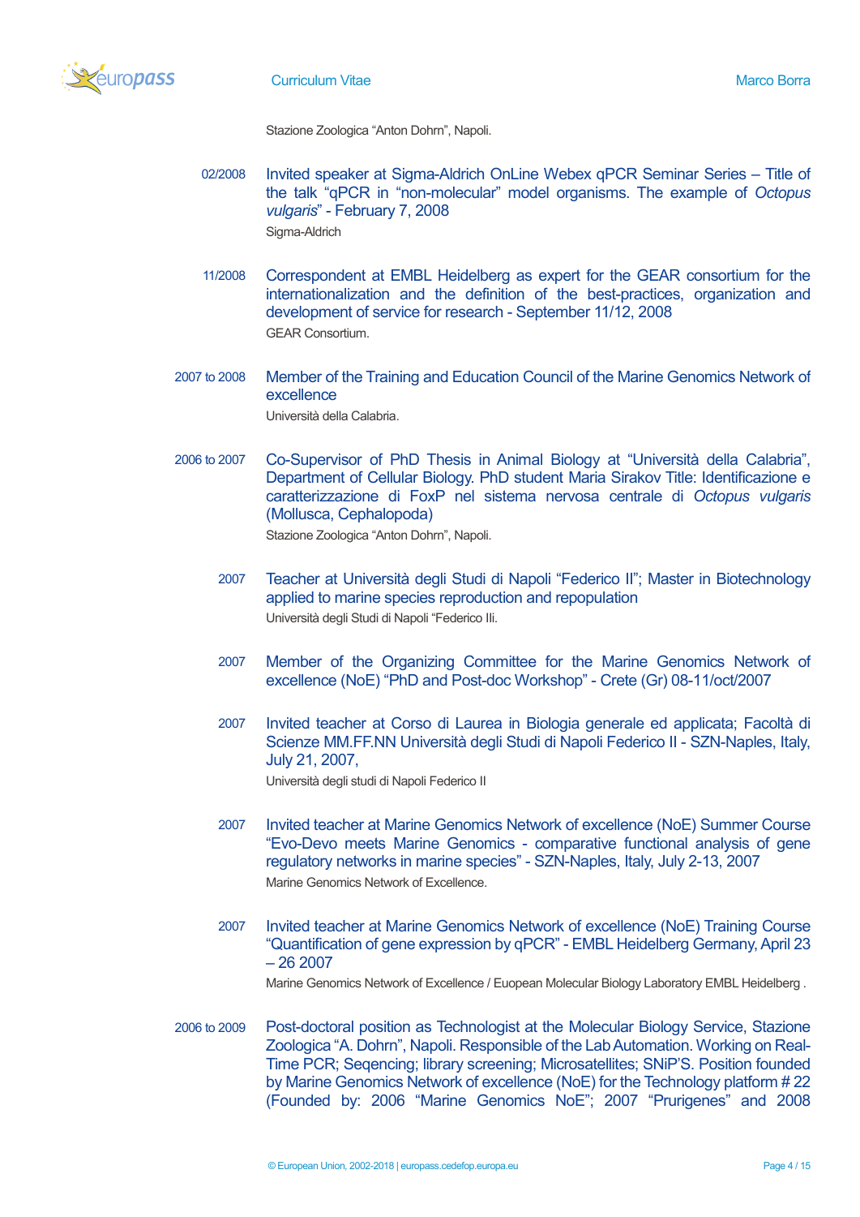Stazione Zoologica “Anton Dohrn”, Napoli.

02/2008 Invited speaker at Sigma-Aldrich OnLine Webex qPCR Seminar Series – Title of the talk “qPCR in “non-molecular” model organisms. The example of *Octopus vulgaris*” - February 7, 2008

Sigma-Aldrich

11/2008 Correspondent at EMBL Heidelberg as expert for the GEAR consortium for the internationalization and the definition of the best-practices, organization and development of service for research - September 11/12, 2008

GEAR Consortium.

2007 to 2008 Member of the Training and Education Council of the Marine Genomics Network of excellence

Università della Calabria.

2006 to 2007 Co-Supervisor of PhD Thesis in Animal Biology at “Università della Calabria”, Department of Cellular Biology. PhD student Maria Sirakov Title: Identificazione e caratterizzazione di FoxP nel sistema nervosa centrale di *Octopus vulgaris* (Mollusca, Cephalopoda)

Stazione Zoologica “Anton Dohrn”, Napoli.

2007 Teacher at Università degli Studi di Napoli “Federico II”; Master in Biotechnology applied to marine species reproduction and repopulation

Università degli Studi di Napoli “Federico Ili.

2007 Member of the Organizing Committee for the Marine Genomics Network of excellence (NoE) “PhD and Post-doc Workshop” - Crete (Gr) 08-11/oct/2007

2007 Invited teacher at Corso di Laurea in Biologia generale ed applicata; Facoltà di Scienze MM.FF.NN Università degli Studi di Napoli Federico II - SZN-Naples, Italy, July 21, 2007,

Università degli studi di Napoli Federico II

2007 Invited teacher at Marine Genomics Network of excellence (NoE) Summer Course “Evo-Devo meets Marine Genomics - comparative functional analysis of gene regulatory networks in marine species” - SZN-Naples, Italy, July 2-13, 2007

Marine Genomics Network of Excellence.

2007 Invited teacher at Marine Genomics Network of excellence (NoE) Training Course “Quantification of gene expression by qPCR” - EMBL Heidelberg Germany, April 23 – 26 2007

Marine Genomics Network of Excellence / Euopean Molecular Biology Laboratory EMBL Heidelberg .

2006 to 2009 Post-doctoral position as Technologist at the Molecular Biology Service, Stazione Zoologica “A. Dohrn”, Napoli. Responsible of the Lab Automation. Working on Real-Time PCR; Seqencing; library screening; Microsatellites; SNiP’S. Position founded by Marine Genomics Network of excellence (NoE) for the Technology platform # 22 (Founded by: 2006 “Marine Genomics NoE”; 2007 “Prurigenes” and 2008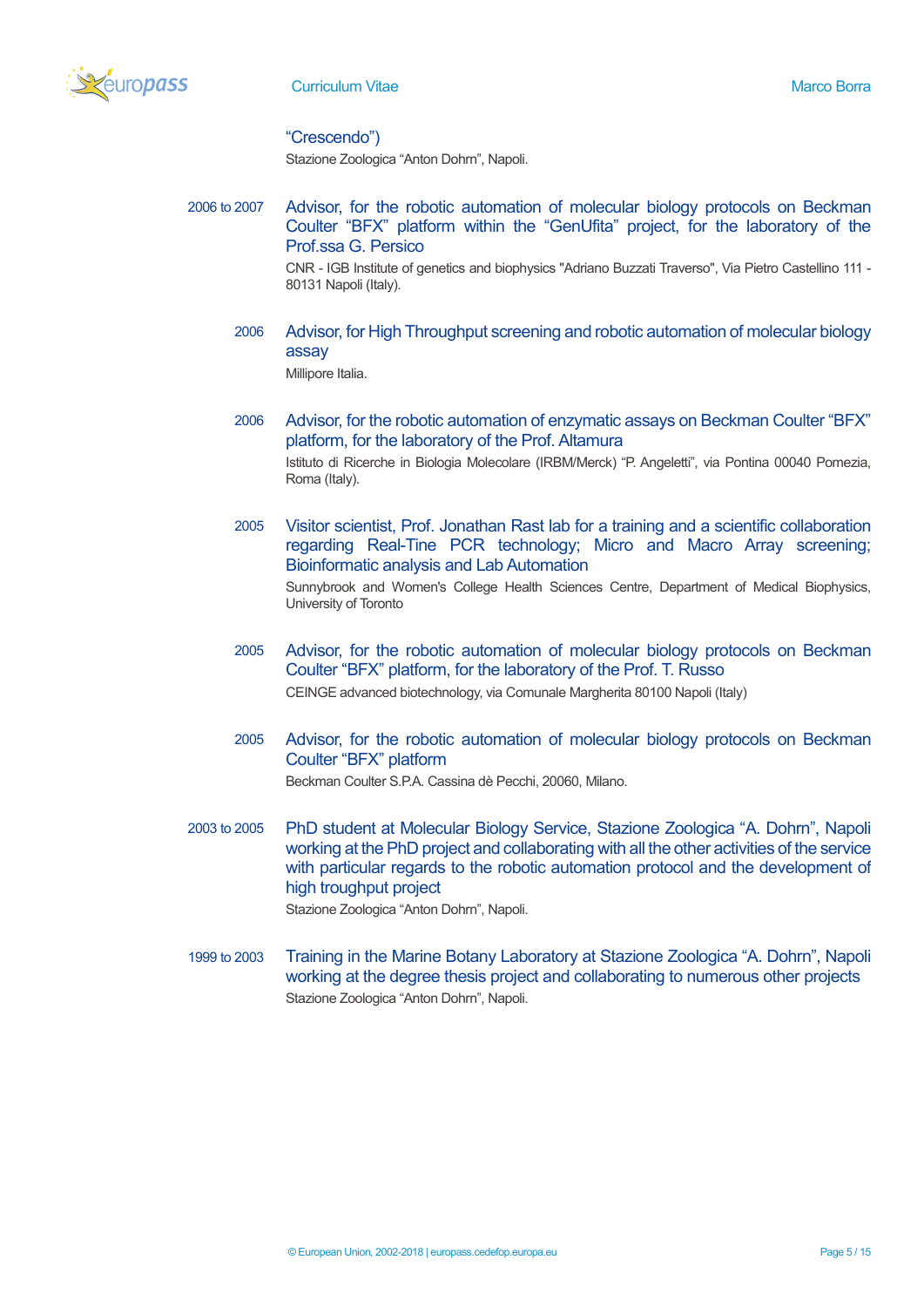"Crescendo")
Stazione Zoologica "Anton Dohrn", Napoli.

2006 to 2007 **Advisor, for the robotic automation of molecular biology protocols on Beckman Coulter "BFX" platform within the "GenUfita" project, for the laboratory of the Prof.ssa G. Persico**

CNR - IGB Institute of genetics and biophysics "Adriano Buzzati Traverso", Via Pietro Castellino 111 - 80131 Napoli (Italy).

2006 **Advisor, for High Throughput screening and robotic automation of molecular biology assay**

Millipore Italia.

2006 **Advisor, for the robotic automation of enzymatic assays on Beckman Coulter "BFX" platform, for the laboratory of the Prof. Altamura**

Istituto di Ricerche in Biologia Molecolare (IRBM/Merck) "P. Angeletti", via Pontina 00040 Pomezia, Roma (Italy).

2005 **Visitor scientist, Prof. Jonathan Rast lab for a training and a scientific collaboration regarding Real-Tine PCR technology; Micro and Macro Array screening; Bioinformatic analysis and Lab Automation**

Sunnybrook and Women's College Health Sciences Centre, Department of Medical Biophysics, University of Toronto

2005 **Advisor, for the robotic automation of molecular biology protocols on Beckman Coulter "BFX" platform, for the laboratory of the Prof. T. Russo**

CEINGE advanced biotechnology, via Comunale Margherita 80100 Napoli (Italy)

2005 **Advisor, for the robotic automation of molecular biology protocols on Beckman Coulter "BFX" platform**

Beckman Coulter S.P.A. Cassina dè Pecchi, 20060, Milano.

2003 to 2005 **PhD student at Molecular Biology Service, Stazione Zoologica "A. Dohrn", Napoli working at the PhD project and collaborating with all the other activities of the service with particular regards to the robotic automation protocol and the development of high troughput project**

Stazione Zoologica "Anton Dohrn", Napoli.

1999 to 2003 **Training in the Marine Botany Laboratory at Stazione Zoologica "A. Dohrn", Napoli working at the degree thesis project and collaborating to numerous other projects**

Stazione Zoologica "Anton Dohrn", Napoli.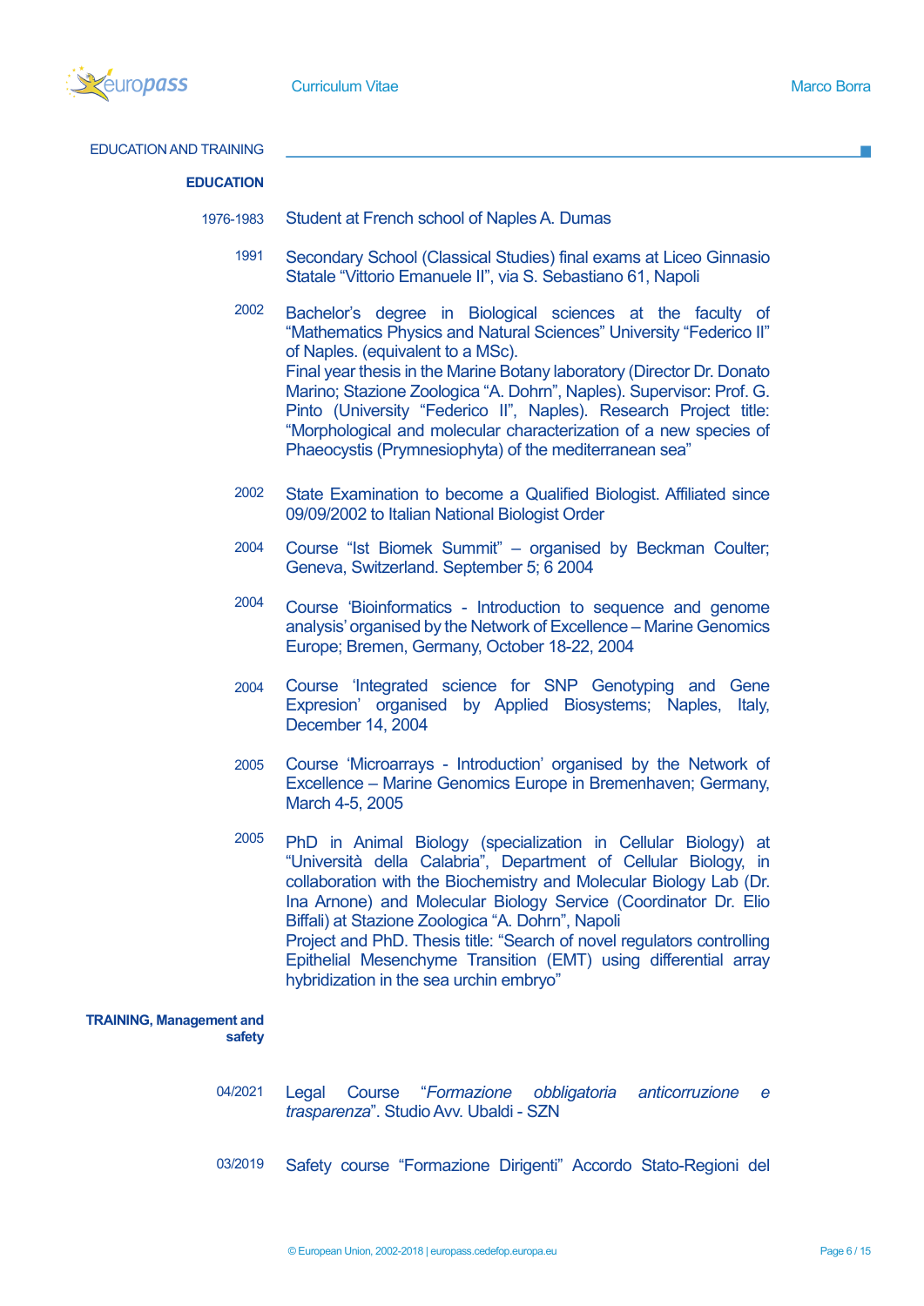## EDUCATION AND TRAINING

### EDUCATION

| | |
|---|---|
| 1976-1983 | Student at French school of Naples A. Dumas |
| 1991 | Secondary School (Classical Studies) final exams at Liceo Ginnasio Statale "Vittorio Emanuele II", via S. Sebastiano 61, Napoli |
| 2002 | Bachelor's degree in Biological sciences at the faculty of "Mathematics Physics and Natural Sciences" University "Federico II" of Naples. (equivalent to a MSc). Final year thesis in the Marine Botany laboratory (Director Dr. Donato Marino; Stazione Zoologica "A. Dohrn", Naples). Supervisor: Prof. G. Pinto (University "Federico II", Naples). Research Project title: "Morphological and molecular characterization of a new species of Phaeocystis (Prymnesiophyta) of the mediterranean sea" |
| 2002 | State Examination to become a Qualified Biologist. Affiliated since 09/09/2002 to Italian National Biologist Order |
| 2004 | Course "Ist Biomek Summit" – organised by Beckman Coulter; Geneva, Switzerland. September 5; 6 2004 |
| 2004 | Course 'Bioinformatics - Introduction to sequence and genome analysis' organised by the Network of Excellence – Marine Genomics Europe; Bremen, Germany, October 18-22, 2004 |
| 2004 | Course 'Integrated science for SNP Genotyping and Gene Expresion' organised by Applied Biosystems; Naples, Italy, December 14, 2004 |
| 2005 | Course 'Microarrays - Introduction' organised by the Network of Excellence – Marine Genomics Europe in Bremenhaven; Germany, March 4-5, 2005 |
| 2005 | PhD in Animal Biology (specialization in Cellular Biology) at "Università della Calabria", Department of Cellular Biology, in collaboration with the Biochemistry and Molecular Biology Lab (Dr. Ina Arnone) and Molecular Biology Service (Coordinator Dr. Elio Biffali) at Stazione Zoologica "A. Dohrn", Napoli. Project and PhD. Thesis title: "Search of novel regulators controlling Epithelial Mesenchyme Transition (EMT) using differential array hybridization in the sea urchin embryo" |

### TRAINING, Management and safety

| | |
|---|---|
| 04/2021 | Legal Course "*Formazione obbligatoria anticorruzione e trasparenza*". Studio Avv. Ubaldi - SZN |
| 03/2019 | Safety course "Formazione Dirigenti" Accordo Stato-Regioni del |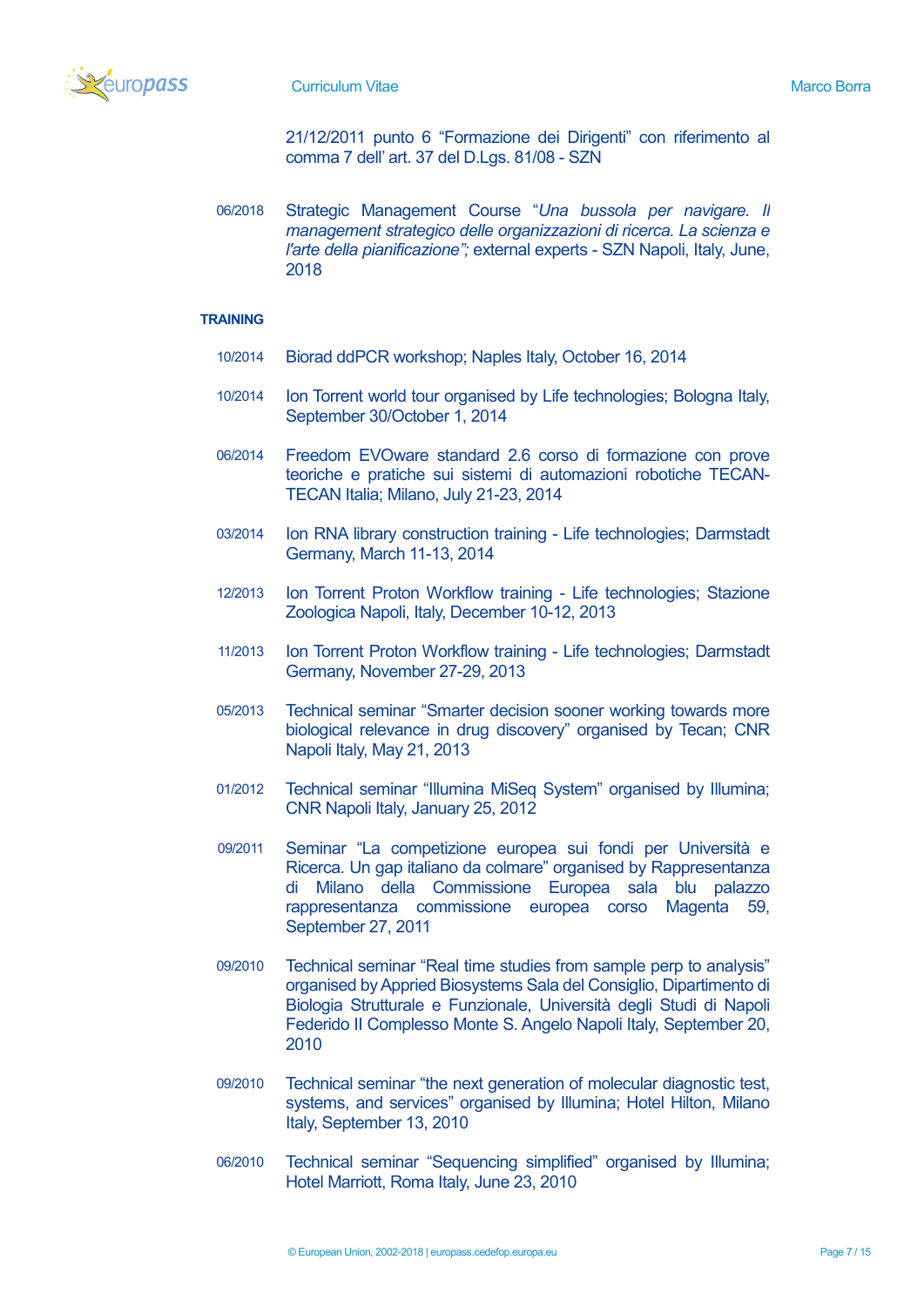21/12/2011 punto 6 “Formazione dei Dirigenti” con riferimento al comma 7 dell’ art. 37 del D.Lgs. 81/08 - SZN

06/2018 Strategic Management Course “*Una bussola per navigare. Il management strategico delle organizzazioni di ricerca. La scienza e l'arte della pianificazione”;* external experts - SZN Napoli, Italy, June, 2018

## TRAINING

10/2014 Biorad ddPCR workshop; Naples Italy, October 16, 2014

10/2014 Ion Torrent world tour organised by Life technologies; Bologna Italy, September 30/October 1, 2014

06/2014 Freedom EVOware standard 2.6 corso di formazione con prove teoriche e pratiche sui sistemi di automazioni robotiche TECAN-TECAN Italia; Milano, July 21-23, 2014

03/2014 Ion RNA library construction training - Life technologies; Darmstadt Germany, March 11-13, 2014

12/2013 Ion Torrent Proton Workflow training - Life technologies; Stazione Zoologica Napoli, Italy, December 10-12, 2013

11/2013 Ion Torrent Proton Workflow training - Life technologies; Darmstadt Germany, November 27-29, 2013

05/2013 Technical seminar “Smarter decision sooner working towards more biological relevance in drug discovery” organised by Tecan; CNR Napoli Italy, May 21, 2013

01/2012 Technical seminar “Illumina MiSeq System” organised by Illumina; CNR Napoli Italy, January 25, 2012

09/2011 Seminar “La competizione europea sui fondi per Università e Ricerca. Un gap italiano da colmare” organised by Rappresentanza di Milano della Commissione Europea sala blu palazzo rappresentanza commissione europea corso Magenta 59, September 27, 2011

09/2010 Technical seminar “Real time studies from sample perp to analysis” organised by Appried Biosystems Sala del Consiglio, Dipartimento di Biologia Strutturale e Funzionale, Università degli Studi di Napoli Federido II Complesso Monte S. Angelo Napoli Italy, September 20, 2010

09/2010 Technical seminar “the next generation of molecular diagnostic test, systems, and services” organised by Illumina; Hotel Hilton, Milano Italy, September 13, 2010

06/2010 Technical seminar “Sequencing simplified” organised by Illumina; Hotel Marriott, Roma Italy, June 23, 2010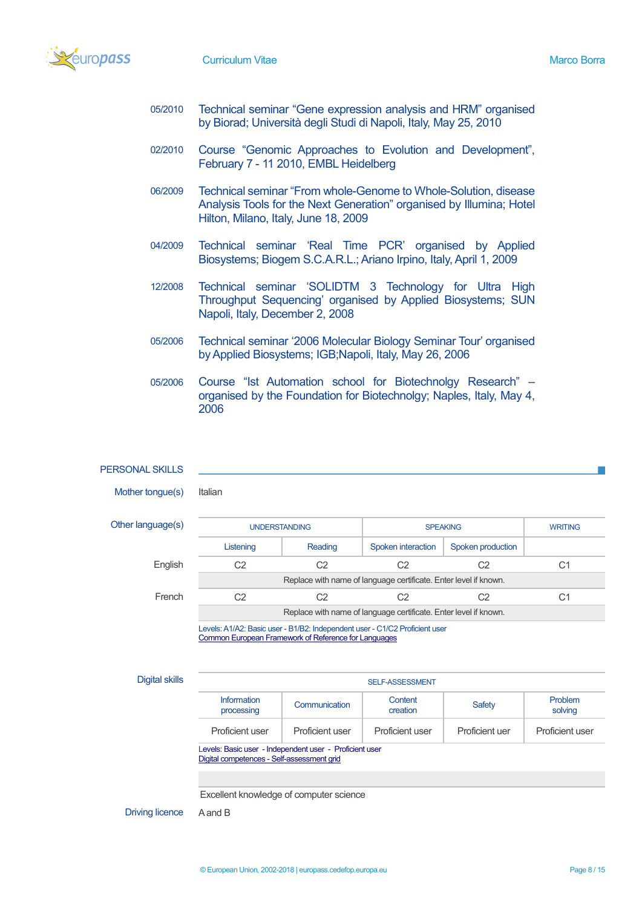05/2010 Technical seminar “Gene expression analysis and HRM” organised by Biorad; Università degli Studi di Napoli, Italy, May 25, 2010

02/2010 Course “Genomic Approaches to Evolution and Development”, February 7 - 11 2010, EMBL Heidelberg

06/2009 Technical seminar “From whole-Genome to Whole-Solution, disease Analysis Tools for the Next Generation” organised by Illumina; Hotel Hilton, Milano, Italy, June 18, 2009

04/2009 Technical seminar ‘Real Time PCR’ organised by Applied Biosystems; Biogem S.C.A.R.L.; Ariano Irpino, Italy, April 1, 2009

12/2008 Technical seminar ‘SOLIDTM 3 Technology for Ultra High Throughput Sequencing’ organised by Applied Biosystems; SUN Napoli, Italy, December 2, 2008

05/2006 Technical seminar ‘2006 Molecular Biology Seminar Tour’ organised by Applied Biosystems; IGB;Napoli, Italy, May 26, 2006

05/2006 Course “Ist Automation school for Biotechnolgy Research” – organised by the Foundation for Biotechnolgy; Naples, Italy, May 4, 2006

## PERSONAL SKILLS

**Mother tongue(s)** Italian

**Other language(s)**

| | UNDERSTANDING | | SPEAKING | | WRITING |
|---|---|---|---|---|---|
| | Listening | Reading | Spoken interaction | Spoken production | |
| English | C2 | C2 | C2 | C2 | C1 |
| | Replace with name of language certificate. Enter level if known. | | | | |
| French | C2 | C2 | C2 | C2 | C1 |
| | Replace with name of language certificate. Enter level if known. | | | | |

Levels: A1/A2: Basic user - B1/B2: Independent user - C1/C2 Proficient user
Common European Framework of Reference for Languages

**Digital skills**

| SELF-ASSESSMENT | | | | |
|---|---|---|---|---|
| Information processing | Communication | Content creation | Safety | Problem solving |
| Proficient user | Proficient user | Proficient user | Proficient uer | Proficient user |

Levels: Basic user - Independent user - Proficient user
Digital competences - Self-assessment grid

Excellent knowledge of computer science

**Driving licence** A and B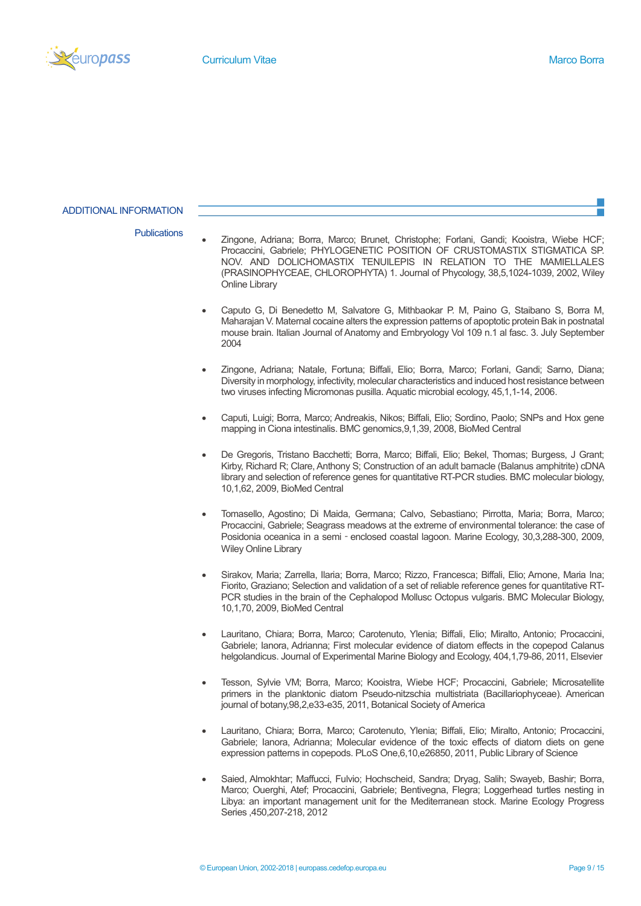## ADDITIONAL INFORMATION

### Publications

- Zingone, Adriana; Borra, Marco; Brunet, Christophe; Forlani, Gandi; Kooistra, Wiebe HCF; Procaccini, Gabriele; PHYLOGENETIC POSITION OF CRUSTOMASTIX STIGMATICA SP. NOV. AND DOLICHOMASTIX TENUILEPIS IN RELATION TO THE MAMIELLALES (PRASINOPHYCEAE, CHLOROPHYTA) 1. Journal of Phycology, 38,5,1024-1039, 2002, Wiley Online Library

- Caputo G, Di Benedetto M, Salvatore G, Mithbaokar P. M, Paino G, Staibano S, Borra M, Maharajan V. Maternal cocaine alters the expression patterns of apoptotic protein Bak in postnatal mouse brain. Italian Journal of Anatomy and Embryology Vol 109 n.1 al fasc. 3. July September 2004

- Zingone, Adriana; Natale, Fortuna; Biffali, Elio; Borra, Marco; Forlani, Gandi; Sarno, Diana; Diversity in morphology, infectivity, molecular characteristics and induced host resistance between two viruses infecting Micromonas pusilla. Aquatic microbial ecology, 45,1,1-14, 2006.

- Caputi, Luigi; Borra, Marco; Andreakis, Nikos; Biffali, Elio; Sordino, Paolo; SNPs and Hox gene mapping in Ciona intestinalis. BMC genomics,9,1,39, 2008, BioMed Central

- De Gregoris, Tristano Bacchetti; Borra, Marco; Biffali, Elio; Bekel, Thomas; Burgess, J Grant; Kirby, Richard R; Clare, Anthony S; Construction of an adult barnacle (Balanus amphitrite) cDNA library and selection of reference genes for quantitative RT-PCR studies. BMC molecular biology, 10,1,62, 2009, BioMed Central

- Tomasello, Agostino; Di Maida, Germana; Calvo, Sebastiano; Pirrotta, Maria; Borra, Marco; Procaccini, Gabriele; Seagrass meadows at the extreme of environmental tolerance: the case of Posidonia oceanica in a semi‐enclosed coastal lagoon. Marine Ecology, 30,3,288-300, 2009, Wiley Online Library

- Sirakov, Maria; Zarrella, Ilaria; Borra, Marco; Rizzo, Francesca; Biffali, Elio; Arnone, Maria Ina; Fiorito, Graziano; Selection and validation of a set of reliable reference genes for quantitative RT-PCR studies in the brain of the Cephalopod Mollusc Octopus vulgaris. BMC Molecular Biology, 10,1,70, 2009, BioMed Central

- Lauritano, Chiara; Borra, Marco; Carotenuto, Ylenia; Biffali, Elio; Miralto, Antonio; Procaccini, Gabriele; Ianora, Adrianna; First molecular evidence of diatom effects in the copepod Calanus helgolandicus. Journal of Experimental Marine Biology and Ecology, 404,1,79-86, 2011, Elsevier

- Tesson, Sylvie VM; Borra, Marco; Kooistra, Wiebe HCF; Procaccini, Gabriele; Microsatellite primers in the planktonic diatom Pseudo-nitzschia multistriata (Bacillariophyceae). American journal of botany,98,2,e33-e35, 2011, Botanical Society of America

- Lauritano, Chiara; Borra, Marco; Carotenuto, Ylenia; Biffali, Elio; Miralto, Antonio; Procaccini, Gabriele; Ianora, Adrianna; Molecular evidence of the toxic effects of diatom diets on gene expression patterns in copepods. PLoS One,6,10,e26850, 2011, Public Library of Science

- Saied, Almokhtar; Maffucci, Fulvio; Hochscheid, Sandra; Dryag, Salih; Swayeb, Bashir; Borra, Marco; Ouerghi, Atef; Procaccini, Gabriele; Bentivegna, Flegra; Loggerhead turtles nesting in Libya: an important management unit for the Mediterranean stock. Marine Ecology Progress Series ,450,207-218, 2012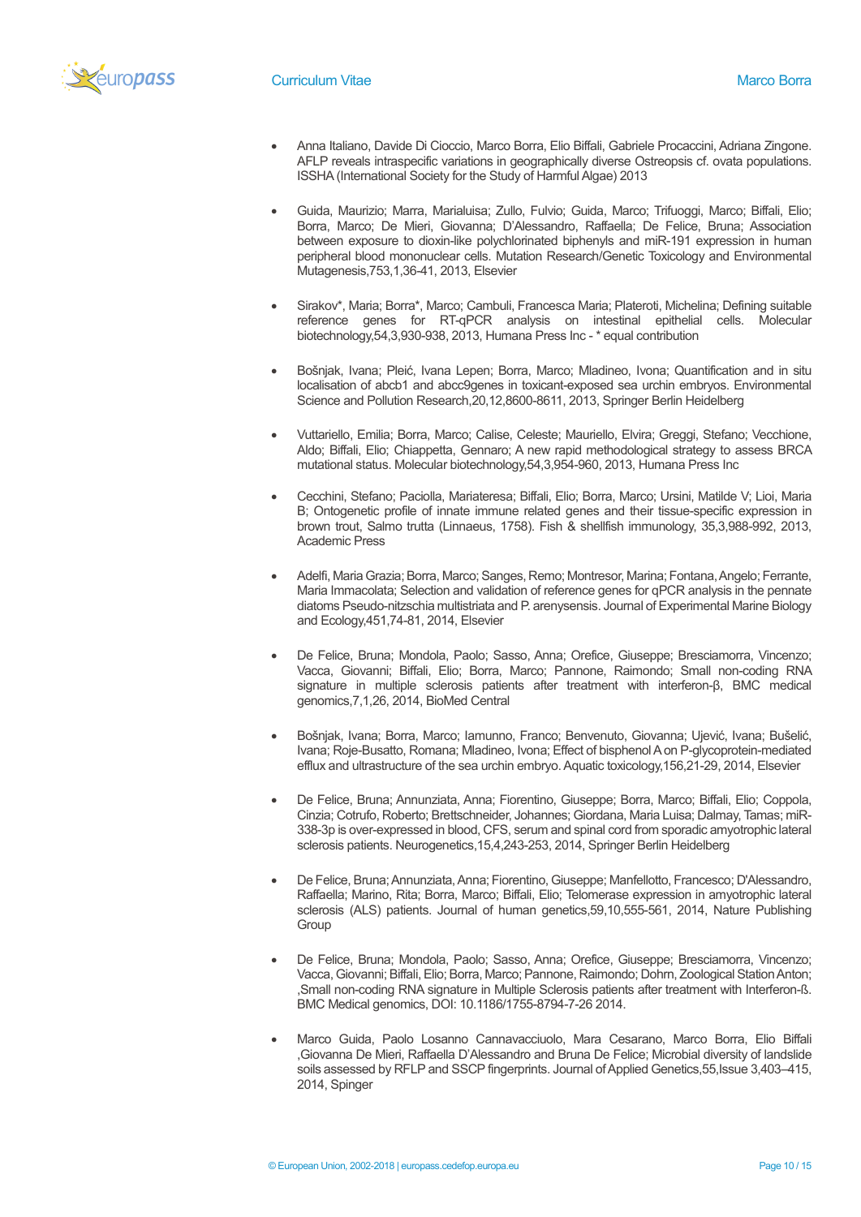- Anna Italiano, Davide Di Cioccio, Marco Borra, Elio Biffali, Gabriele Procaccini, Adriana Zingone. AFLP reveals intraspecific variations in geographically diverse Ostreopsis cf. ovata populations. ISSHA (International Society for the Study of Harmful Algae) 2013

- Guida, Maurizio; Marra, Marialuisa; Zullo, Fulvio; Guida, Marco; Trifuoggi, Marco; Biffali, Elio; Borra, Marco; De Mieri, Giovanna; D'Alessandro, Raffaella; De Felice, Bruna; Association between exposure to dioxin-like polychlorinated biphenyls and miR-191 expression in human peripheral blood mononuclear cells. Mutation Research/Genetic Toxicology and Environmental Mutagenesis,753,1,36-41, 2013, Elsevier

- Sirakov*, Maria; Borra*, Marco; Cambuli, Francesca Maria; Plateroti, Michelina; Defining suitable reference genes for RT-qPCR analysis on intestinal epithelial cells. Molecular biotechnology,54,3,930-938, 2013, Humana Press Inc - * equal contribution

- Bošnjak, Ivana; Pleić, Ivana Lepen; Borra, Marco; Mladineo, Ivona; Quantification and in situ localisation of abcb1 and abcc9genes in toxicant-exposed sea urchin embryos. Environmental Science and Pollution Research,20,12,8600-8611, 2013, Springer Berlin Heidelberg

- Vuttariello, Emilia; Borra, Marco; Calise, Celeste; Mauriello, Elvira; Greggi, Stefano; Vecchione, Aldo; Biffali, Elio; Chiappetta, Gennaro; A new rapid methodological strategy to assess BRCA mutational status. Molecular biotechnology,54,3,954-960, 2013, Humana Press Inc

- Cecchini, Stefano; Paciolla, Mariateresa; Biffali, Elio; Borra, Marco; Ursini, Matilde V; Lioi, Maria B; Ontogenetic profile of innate immune related genes and their tissue-specific expression in brown trout, Salmo trutta (Linnaeus, 1758). Fish & shellfish immunology, 35,3,988-992, 2013, Academic Press

- Adelfi, Maria Grazia; Borra, Marco; Sanges, Remo; Montresor, Marina; Fontana, Angelo; Ferrante, Maria Immacolata; Selection and validation of reference genes for qPCR analysis in the pennate diatoms Pseudo-nitzschia multistriata and P. arenysensis. Journal of Experimental Marine Biology and Ecology,451,74-81, 2014, Elsevier

- De Felice, Bruna; Mondola, Paolo; Sasso, Anna; Orefice, Giuseppe; Bresciamorra, Vincenzo; Vacca, Giovanni; Biffali, Elio; Borra, Marco; Pannone, Raimondo; Small non-coding RNA signature in multiple sclerosis patients after treatment with interferon-β, BMC medical genomics,7,1,26, 2014, BioMed Central

- Bošnjak, Ivana; Borra, Marco; Iamunno, Franco; Benvenuto, Giovanna; Ujević, Ivana; Bušelić, Ivana; Roje-Busatto, Romana; Mladineo, Ivona; Effect of bisphenol A on P-glycoprotein-mediated efflux and ultrastructure of the sea urchin embryo. Aquatic toxicology,156,21-29, 2014, Elsevier

- De Felice, Bruna; Annunziata, Anna; Fiorentino, Giuseppe; Borra, Marco; Biffali, Elio; Coppola, Cinzia; Cotrufo, Roberto; Brettschneider, Johannes; Giordana, Maria Luisa; Dalmay, Tamas; miR-338-3p is over-expressed in blood, CFS, serum and spinal cord from sporadic amyotrophic lateral sclerosis patients. Neurogenetics,15,4,243-253, 2014, Springer Berlin Heidelberg

- De Felice, Bruna; Annunziata, Anna; Fiorentino, Giuseppe; Manfellotto, Francesco; D'Alessandro, Raffaella; Marino, Rita; Borra, Marco; Biffali, Elio; Telomerase expression in amyotrophic lateral sclerosis (ALS) patients. Journal of human genetics,59,10,555-561, 2014, Nature Publishing Group

- De Felice, Bruna; Mondola, Paolo; Sasso, Anna; Orefice, Giuseppe; Bresciamorra, Vincenzo; Vacca, Giovanni; Biffali, Elio; Borra, Marco; Pannone, Raimondo; Dohrn, Zoological Station Anton; ,Small non-coding RNA signature in Multiple Sclerosis patients after treatment with Interferon-ß. BMC Medical genomics, DOI: 10.1186/1755-8794-7-26 2014.

- Marco Guida, Paolo Losanno Cannavacciuolo, Mara Cesarano, Marco Borra, Elio Biffali ,Giovanna De Mieri, Raffaella D'Alessandro and Bruna De Felice; Microbial diversity of landslide soils assessed by RFLP and SSCP fingerprints. Journal of Applied Genetics,55,Issue 3,403–415, 2014, Spinger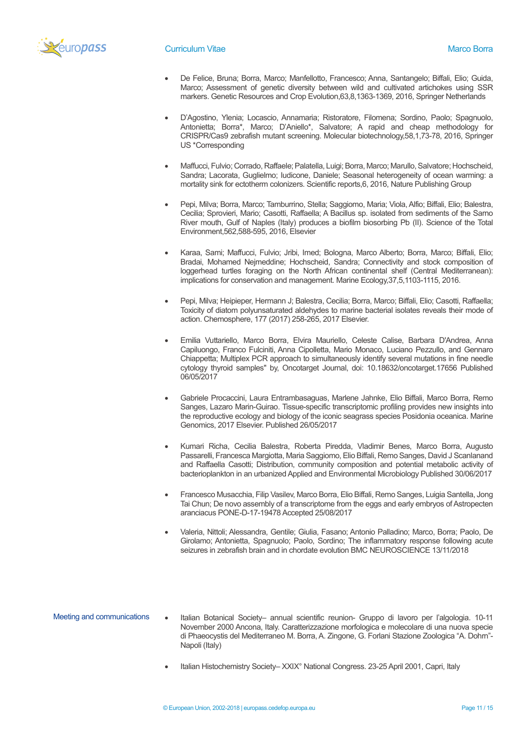- De Felice, Bruna; Borra, Marco; Manfellotto, Francesco; Anna, Santangelo; Biffali, Elio; Guida, Marco; Assessment of genetic diversity between wild and cultivated artichokes using SSR markers. Genetic Resources and Crop Evolution,63,8,1363-1369, 2016, Springer Netherlands

- D'Agostino, Ylenia; Locascio, Annamaria; Ristoratore, Filomena; Sordino, Paolo; Spagnuolo, Antonietta; Borra*, Marco; D'Aniello*, Salvatore; A rapid and cheap methodology for CRISPR/Cas9 zebrafish mutant screening. Molecular biotechnology,58,1,73-78, 2016, Springer US *Corresponding

- Maffucci, Fulvio; Corrado, Raffaele; Palatella, Luigi; Borra, Marco; Marullo, Salvatore; Hochscheid, Sandra; Lacorata, Guglielmo; Iudicone, Daniele; Seasonal heterogeneity of ocean warming: a mortality sink for ectotherm colonizers. Scientific reports,6, 2016, Nature Publishing Group

- Pepi, Milva; Borra, Marco; Tamburrino, Stella; Saggiomo, Maria; Viola, Alfio; Biffali, Elio; Balestra, Cecilia; Sprovieri, Mario; Casotti, Raffaella; A Bacillus sp. isolated from sediments of the Sarno River mouth, Gulf of Naples (Italy) produces a biofilm biosorbing Pb (II). Science of the Total Environment,562,588-595, 2016, Elsevier

- Karaa, Sami; Maffucci, Fulvio; Jribi, Imed; Bologna, Marco Alberto; Borra, Marco; Biffali, Elio; Bradai, Mohamed Nejmeddine; Hochscheid, Sandra; Connectivity and stock composition of loggerhead turtles foraging on the North African continental shelf (Central Mediterranean): implications for conservation and management. Marine Ecology,37,5,1103-1115, 2016.

- Pepi, Milva; Heipieper, Hermann J; Balestra, Cecilia; Borra, Marco; Biffali, Elio; Casotti, Raffaella; Toxicity of diatom polyunsaturated aldehydes to marine bacterial isolates reveals their mode of action. Chemosphere, 177 (2017) 258-265, 2017 Elsevier.

- Emilia Vuttariello, Marco Borra, Elvira Mauriello, Celeste Calise, Barbara D'Andrea, Anna Capiluongo, Franco Fulciniti, Anna Cipolletta, Mario Monaco, Luciano Pezzullo, and Gennaro Chiappetta; Multiplex PCR approach to simultaneously identify several mutations in fine needle cytology thyroid samples" by, Oncotarget Journal, doi: 10.18632/oncotarget.17656 Published 06/05/2017

- Gabriele Procaccini, Laura Entrambasaguas, Marlene Jahnke, Elio Biffali, Marco Borra, Remo Sanges, Lazaro Marin-Guirao. Tissue-specific transcriptomic profiling provides new insights into the reproductive ecology and biology of the iconic seagrass species Posidonia oceanica. Marine Genomics, 2017 Elsevier. Published 26/05/2017

- Kumari Richa, Cecilia Balestra, Roberta Piredda, Vladimir Benes, Marco Borra, Augusto Passarelli, Francesca Margiotta, Maria Saggiomo, Elio Biffali, Remo Sanges, David J Scanlanand and Raffaella Casotti; Distribution, community composition and potential metabolic activity of bacterioplankton in an urbanized Applied and Environmental Microbiology Published 30/06/2017

- Francesco Musacchia, Filip Vasilev, Marco Borra, Elio Biffali, Remo Sanges, Luigia Santella, Jong Tai Chun; De novo assembly of a transcriptome from the eggs and early embryos of Astropecten aranciacus PONE-D-17-19478 Accepted 25/08/2017

- Valeria, Nittoli; Alessandra, Gentile; Giulia, Fasano; Antonio Palladino; Marco, Borra; Paolo, De Girolamo; Antonietta, Spagnuolo; Paolo, Sordino; The inflammatory response following acute seizures in zebrafish brain and in chordate evolution BMC NEUROSCIENCE 13/11/2018

## Meeting and communications

- Italian Botanical Society– annual scientific reunion- Gruppo di lavoro per l'algologia. 10-11 November 2000 Ancona, Italy. Caratterizzazione morfologica e molecolare di una nuova specie di Phaeocystis del Mediterraneo M. Borra, A. Zingone, G. Forlani Stazione Zoologica "A. Dohrn"- Napoli (Italy)

- Italian Histochemistry Society– XXIX° National Congress. 23-25 April 2001, Capri, Italy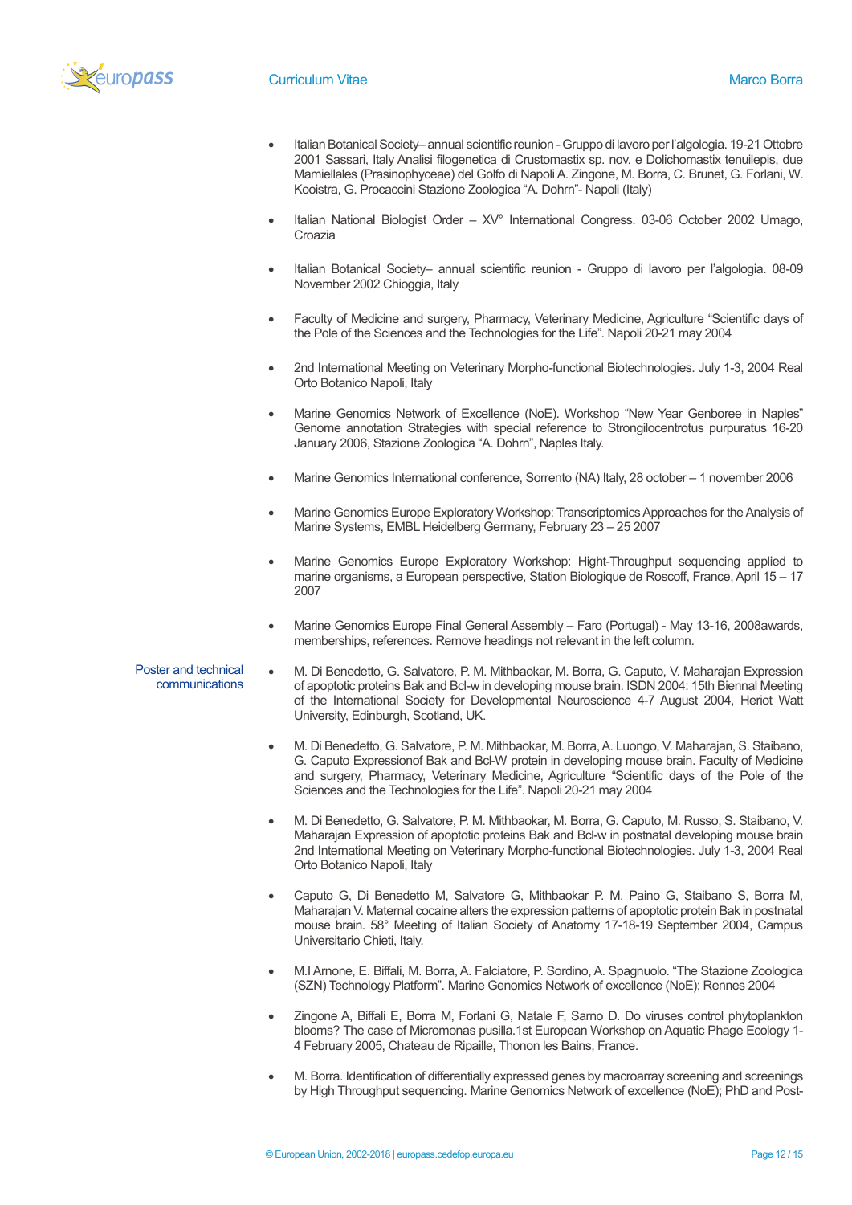- Italian Botanical Society– annual scientific reunion - Gruppo di lavoro per l'algologia. 19-21 Ottobre 2001 Sassari, Italy Analisi filogenetica di Crustomastix sp. nov. e Dolichomastix tenuilepis, due Mamiellales (Prasinophyceae) del Golfo di Napoli A. Zingone, M. Borra, C. Brunet, G. Forlani, W. Kooistra, G. Procaccini Stazione Zoologica "A. Dohrn"- Napoli (Italy)

- Italian National Biologist Order – XV° International Congress. 03-06 October 2002 Umago, Croazia

- Italian Botanical Society– annual scientific reunion - Gruppo di lavoro per l'algologia. 08-09 November 2002 Chioggia, Italy

- Faculty of Medicine and surgery, Pharmacy, Veterinary Medicine, Agriculture "Scientific days of the Pole of the Sciences and the Technologies for the Life". Napoli 20-21 may 2004

- 2nd International Meeting on Veterinary Morpho-functional Biotechnologies. July 1-3, 2004 Real Orto Botanico Napoli, Italy

- Marine Genomics Network of Excellence (NoE). Workshop "New Year Genboree in Naples" Genome annotation Strategies with special reference to Strongilocentrotus purpuratus 16-20 January 2006, Stazione Zoologica "A. Dohrn", Naples Italy.

- Marine Genomics International conference, Sorrento (NA) Italy, 28 october – 1 november 2006

- Marine Genomics Europe Exploratory Workshop: Transcriptomics Approaches for the Analysis of Marine Systems, EMBL Heidelberg Germany, February 23 – 25 2007

- Marine Genomics Europe Exploratory Workshop: Hight-Throughput sequencing applied to marine organisms, a European perspective, Station Biologique de Roscoff, France, April 15 – 17 2007

- Marine Genomics Europe Final General Assembly – Faro (Portugal) - May 13-16, 2008awards, memberships, references. Remove headings not relevant in the left column.

**Poster and technical communications**

- M. Di Benedetto, G. Salvatore, P. M. Mithbaokar, M. Borra, G. Caputo, V. Maharajan Expression of apoptotic proteins Bak and Bcl-w in developing mouse brain. ISDN 2004: 15th Biennal Meeting of the International Society for Developmental Neuroscience 4-7 August 2004, Heriot Watt University, Edinburgh, Scotland, UK.

- M. Di Benedetto, G. Salvatore, P. M. Mithbaokar, M. Borra, A. Luongo, V. Maharajan, S. Staibano, G. Caputo Expressionof Bak and Bcl-W protein in developing mouse brain. Faculty of Medicine and surgery, Pharmacy, Veterinary Medicine, Agriculture "Scientific days of the Pole of the Sciences and the Technologies for the Life". Napoli 20-21 may 2004

- M. Di Benedetto, G. Salvatore, P. M. Mithbaokar, M. Borra, G. Caputo, M. Russo, S. Staibano, V. Maharajan Expression of apoptotic proteins Bak and Bcl-w in postnatal developing mouse brain 2nd International Meeting on Veterinary Morpho-functional Biotechnologies. July 1-3, 2004 Real Orto Botanico Napoli, Italy

- Caputo G, Di Benedetto M, Salvatore G, Mithbaokar P. M, Paino G, Staibano S, Borra M, Maharajan V. Maternal cocaine alters the expression patterns of apoptotic protein Bak in postnatal mouse brain. 58° Meeting of Italian Society of Anatomy 17-18-19 September 2004, Campus Universitario Chieti, Italy.

- M.I Arnone, E. Biffali, M. Borra, A. Falciatore, P. Sordino, A. Spagnuolo. "The Stazione Zoologica (SZN) Technology Platform". Marine Genomics Network of excellence (NoE); Rennes 2004

- Zingone A, Biffali E, Borra M, Forlani G, Natale F, Sarno D. Do viruses control phytoplankton blooms? The case of Micromonas pusilla.1st European Workshop on Aquatic Phage Ecology 1-4 February 2005, Chateau de Ripaille, Thonon les Bains, France.

- M. Borra. Identification of differentially expressed genes by macroarray screening and screenings by High Throughput sequencing. Marine Genomics Network of excellence (NoE); PhD and Post-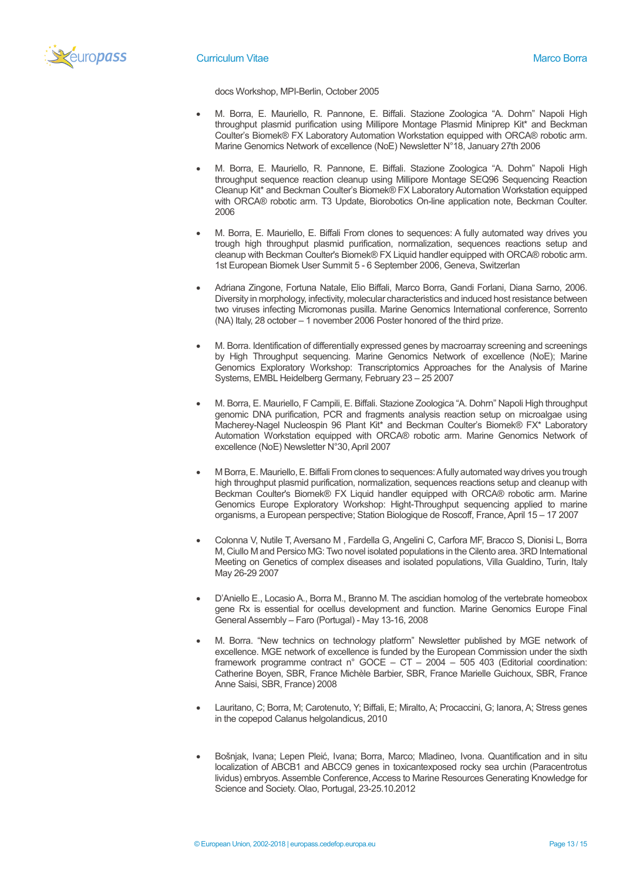docs Workshop, MPI-Berlin, October 2005

- M. Borra, E. Mauriello, R. Pannone, E. Biffali. Stazione Zoologica "A. Dohrn" Napoli High throughput plasmid purification using Millipore Montage Plasmid Miniprep Kit* and Beckman Coulter's Biomek® FX Laboratory Automation Workstation equipped with ORCA® robotic arm. Marine Genomics Network of excellence (NoE) Newsletter N°18, January 27th 2006

- M. Borra, E. Mauriello, R. Pannone, E. Biffali. Stazione Zoologica "A. Dohrn" Napoli High throughput sequence reaction cleanup using Millipore Montage SEQ96 Sequencing Reaction Cleanup Kit* and Beckman Coulter's Biomek® FX Laboratory Automation Workstation equipped with ORCA® robotic arm. T3 Update, Biorobotics On-line application note, Beckman Coulter. 2006

- M. Borra, E. Mauriello, E. Biffali From clones to sequences: A fully automated way drives you trough high throughput plasmid purification, normalization, sequences reactions setup and cleanup with Beckman Coulter's Biomek® FX Liquid handler equipped with ORCA® robotic arm. 1st European Biomek User Summit 5 - 6 September 2006, Geneva, Switzerlan

- Adriana Zingone, Fortuna Natale, Elio Biffali, Marco Borra, Gandi Forlani, Diana Sarno, 2006. Diversity in morphology, infectivity, molecular characteristics and induced host resistance between two viruses infecting Micromonas pusilla. Marine Genomics International conference, Sorrento (NA) Italy, 28 october – 1 november 2006 Poster honored of the third prize.

- M. Borra. Identification of differentially expressed genes by macroarray screening and screenings by High Throughput sequencing. Marine Genomics Network of excellence (NoE); Marine Genomics Exploratory Workshop: Transcriptomics Approaches for the Analysis of Marine Systems, EMBL Heidelberg Germany, February 23 – 25 2007

- M. Borra, E. Mauriello, F Campili, E. Biffali. Stazione Zoologica "A. Dohrn" Napoli High throughput genomic DNA purification, PCR and fragments analysis reaction setup on microalgae using Macherey-Nagel Nucleospin 96 Plant Kit* and Beckman Coulter's Biomek® FX* Laboratory Automation Workstation equipped with ORCA® robotic arm. Marine Genomics Network of excellence (NoE) Newsletter N°30, April 2007

- M Borra, E. Mauriello, E. Biffali From clones to sequences: A fully automated way drives you trough high throughput plasmid purification, normalization, sequences reactions setup and cleanup with Beckman Coulter's Biomek® FX Liquid handler equipped with ORCA® robotic arm. Marine Genomics Europe Exploratory Workshop: Hight-Throughput sequencing applied to marine organisms, a European perspective; Station Biologique de Roscoff, France, April 15 – 17 2007

- Colonna V, Nutile T, Aversano M , Fardella G, Angelini C, Carfora MF, Bracco S, Dionisi L, Borra M, Ciullo M and Persico MG: Two novel isolated populations in the Cilento area. 3RD International Meeting on Genetics of complex diseases and isolated populations, Villa Gualdino, Turin, Italy May 26-29 2007

- D'Aniello E., Locasio A., Borra M., Branno M. The ascidian homolog of the vertebrate homeobox gene Rx is essential for ocellus development and function. Marine Genomics Europe Final General Assembly – Faro (Portugal) - May 13-16, 2008

- M. Borra. "New technics on technology platform" Newsletter published by MGE network of excellence. MGE network of excellence is funded by the European Commission under the sixth framework programme contract n° GOCE – CT – 2004 – 505 403 (Editorial coordination: Catherine Boyen, SBR, France Michèle Barbier, SBR, France Marielle Guichoux, SBR, France Anne Saisi, SBR, France) 2008

- Lauritano, C; Borra, M; Carotenuto, Y; Biffali, E; Miralto, A; Procaccini, G; Ianora, A; Stress genes in the copepod Calanus helgolandicus, 2010

- Bošnjak, Ivana; Lepen Pleić, Ivana; Borra, Marco; Mladineo, Ivona. Quantification and in situ localization of ABCB1 and ABCC9 genes in toxicantexposed rocky sea urchin (Paracentrotus lividus) embryos. Assemble Conference, Access to Marine Resources Generating Knowledge for Science and Society. Olao, Portugal, 23-25.10.2012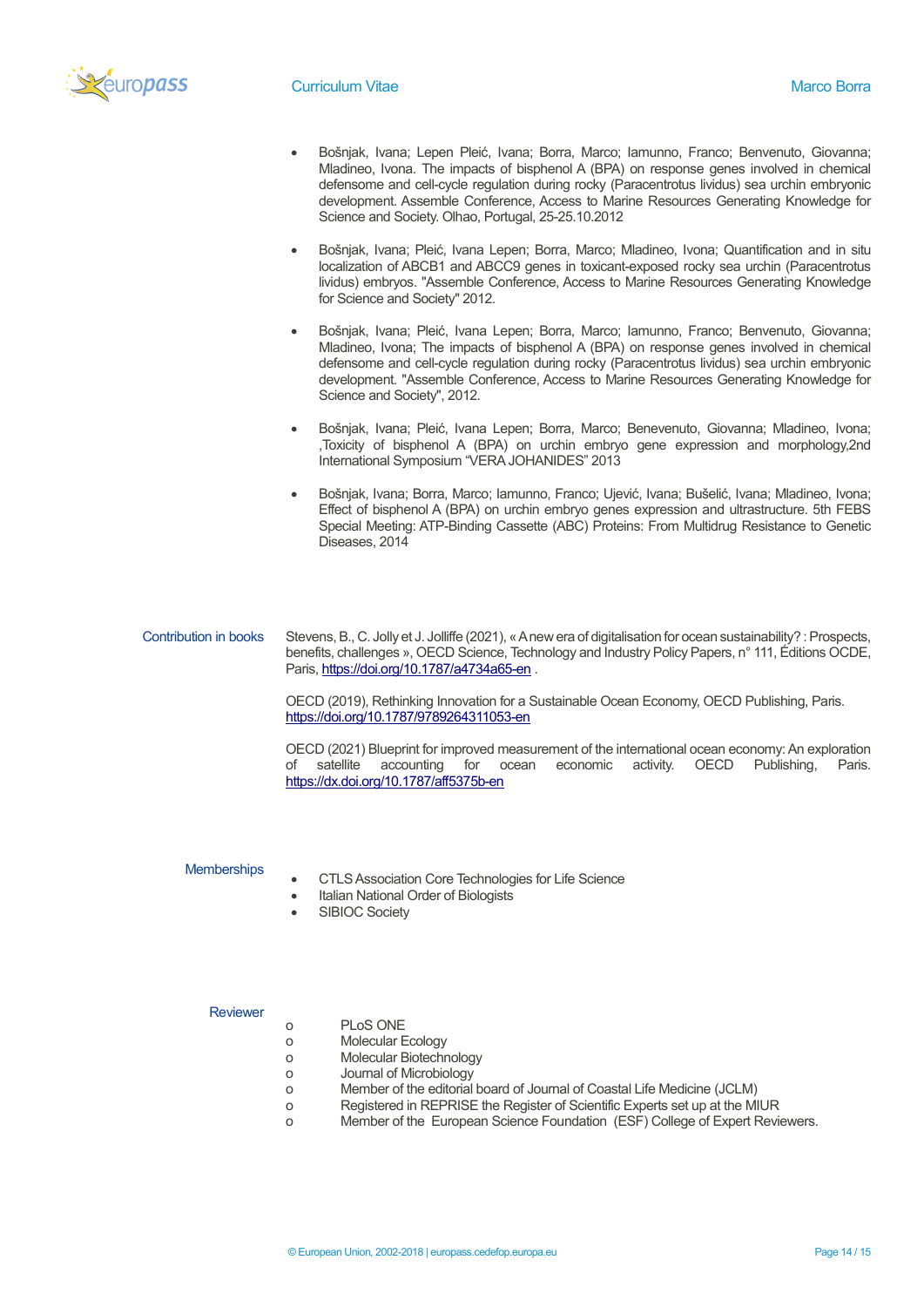- Bošnjak, Ivana; Lepen Pleić, Ivana; Borra, Marco; Iamunno, Franco; Benvenuto, Giovanna; Mladineo, Ivona. The impacts of bisphenol A (BPA) on response genes involved in chemical defensome and cell-cycle regulation during rocky (Paracentrotus lividus) sea urchin embryonic development. Assemble Conference, Access to Marine Resources Generating Knowledge for Science and Society. Olhao, Portugal, 25-25.10.2012

- Bošnjak, Ivana; Pleić, Ivana Lepen; Borra, Marco; Mladineo, Ivona; Quantification and in situ localization of ABCB1 and ABCC9 genes in toxicant-exposed rocky sea urchin (Paracentrotus lividus) embryos. "Assemble Conference, Access to Marine Resources Generating Knowledge for Science and Society" 2012.

- Bošnjak, Ivana; Pleić, Ivana Lepen; Borra, Marco; Iamunno, Franco; Benvenuto, Giovanna; Mladineo, Ivona; The impacts of bisphenol A (BPA) on response genes involved in chemical defensome and cell-cycle regulation during rocky (Paracentrotus lividus) sea urchin embryonic development. "Assemble Conference, Access to Marine Resources Generating Knowledge for Science and Society", 2012.

- Bošnjak, Ivana; Pleić, Ivana Lepen; Borra, Marco; Benevenuto, Giovanna; Mladineo, Ivona; ,Toxicity of bisphenol A (BPA) on urchin embryo gene expression and morphology,2nd International Symposium "VERA JOHANIDES" 2013

- Bošnjak, Ivana; Borra, Marco; Iamunno, Franco; Ujević, Ivana; Bušelić, Ivana; Mladineo, Ivona; Effect of bisphenol A (BPA) on urchin embryo genes expression and ultrastructure. 5th FEBS Special Meeting: ATP-Binding Cassette (ABC) Proteins: From Multidrug Resistance to Genetic Diseases, 2014

## Contribution in books

Stevens, B., C. Jolly et J. Jolliffe (2021), « A new era of digitalisation for ocean sustainability? : Prospects, benefits, challenges », OECD Science, Technology and Industry Policy Papers, n° 111, Éditions OCDE, Paris, https://doi.org/10.1787/a4734a65-en .

OECD (2019), Rethinking Innovation for a Sustainable Ocean Economy, OECD Publishing, Paris. https://doi.org/10.1787/9789264311053-en

OECD (2021) Blueprint for improved measurement of the international ocean economy: An exploration of satellite accounting for ocean economic activity. OECD Publishing, Paris. https://dx.doi.org/10.1787/aff5375b-en

## Memberships

- CTLS Association Core Technologies for Life Science
- Italian National Order of Biologists
- SIBIOC Society

## Reviewer

- PLoS ONE
- Molecular Ecology
- Molecular Biotechnology
- Journal of Microbiology
- Member of the editorial board of Journal of Coastal Life Medicine (JCLM)
- Registered in REPRISE the Register of Scientific Experts set up at the MIUR
- Member of the European Science Foundation (ESF) College of Expert Reviewers.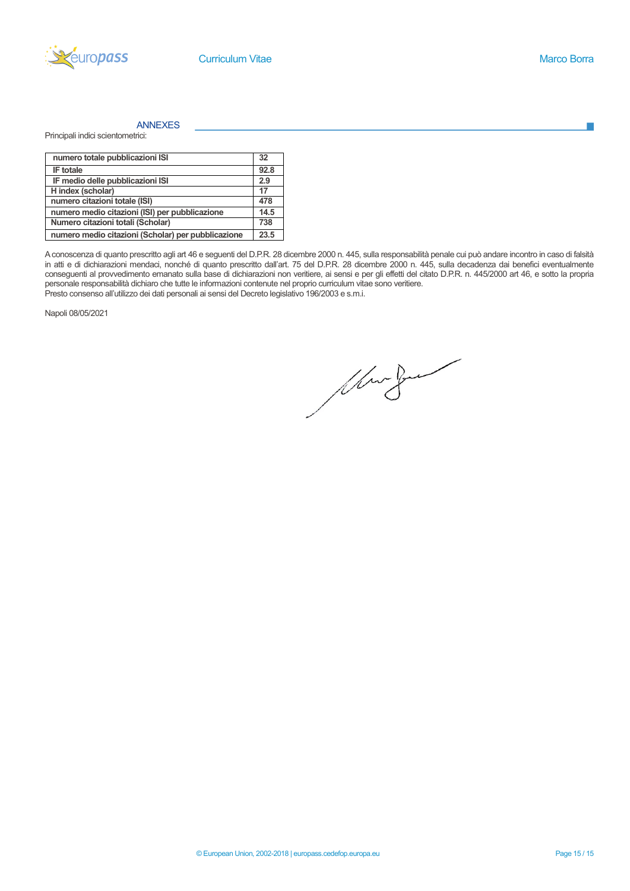## ANNEXES

Principali indici scientometrici:

| | |
|---|---|
| **numero totale pubblicazioni ISI** | **32** |
| **IF totale** | **92.8** |
| **IF medio delle pubblicazioni ISI** | **2.9** |
| **H index (scholar)** | **17** |
| **numero citazioni totale (ISI)** | **478** |
| **numero medio citazioni (ISI) per pubblicazione** | **14.5** |
| **Numero citazioni totali (Scholar)** | **738** |
| **numero medio citazioni (Scholar) per pubblicazione** | **23.5** |

A conoscenza di quanto prescritto agli art 46 e seguenti del D.P.R. 28 dicembre 2000 n. 445, sulla responsabilità penale cui può andare incontro in caso di falsità in atti e di dichiarazioni mendaci, nonché di quanto prescritto dall'art. 75 del D.P.R. 28 dicembre 2000 n. 445, sulla decadenza dai benefici eventualmente conseguenti al provvedimento emanato sulla base di dichiarazioni non veritiere, ai sensi e per gli effetti del citato D.P.R. n. 445/2000 art 46, e sotto la propria personale responsabilità dichiaro che tutte le informazioni contenute nel proprio curriculum vitae sono veritiere.
Presto consenso all'utilizzo dei dati personali ai sensi del Decreto legislativo 196/2003 e s.m.i.

Napoli 08/05/2021